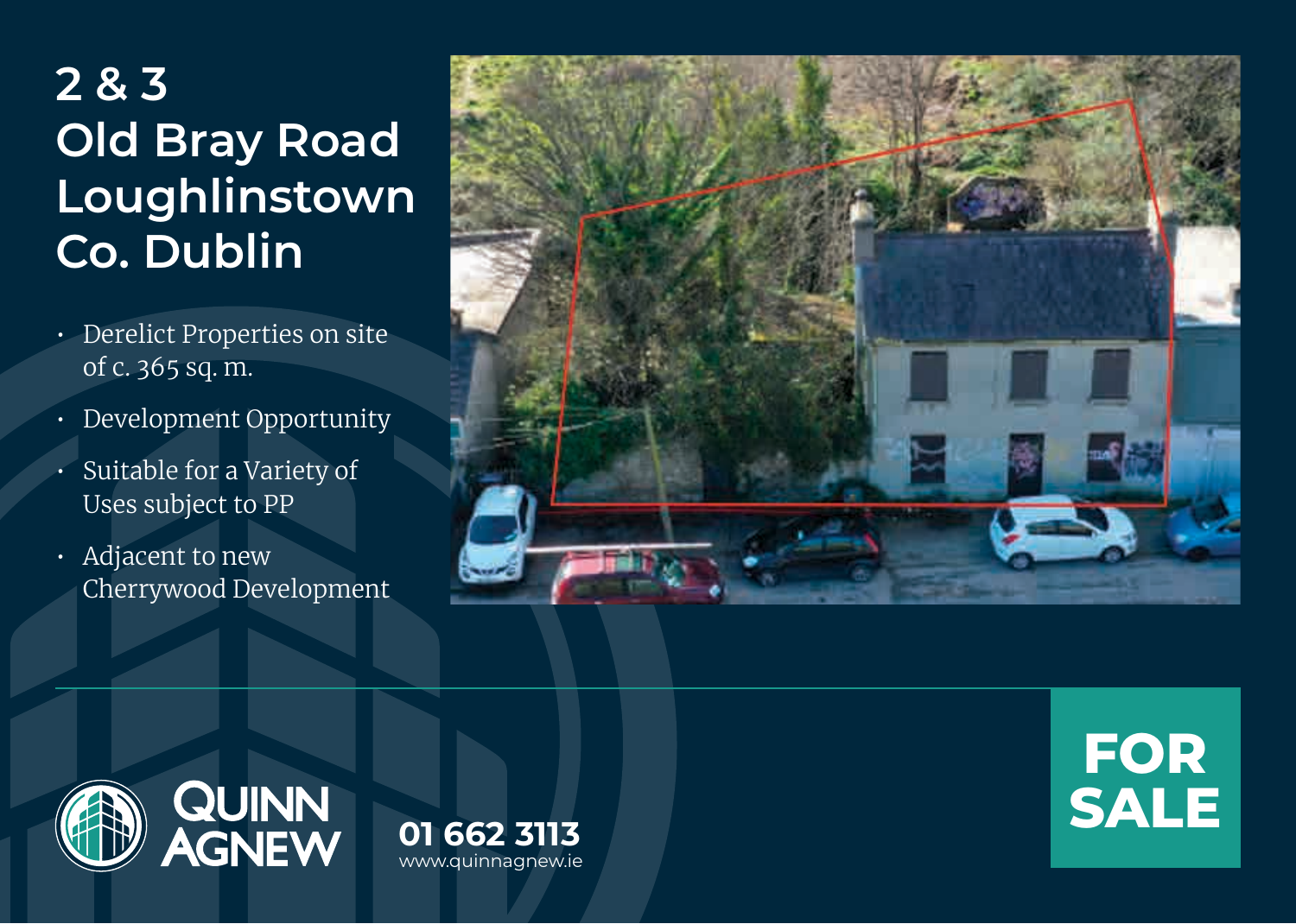# 2 & 3 Old Bray Road Loughlinstown Co. Dublin

- Derelict Properties on site of c. 365 sq. m.
- Development Opportunity
- Suitable for a Variety of Uses subject to PP
- Adjacent to new Cherrywood Development

QUINN AGNEW

01 662 3113
www.quinnagnew.ie

**FOR SALE**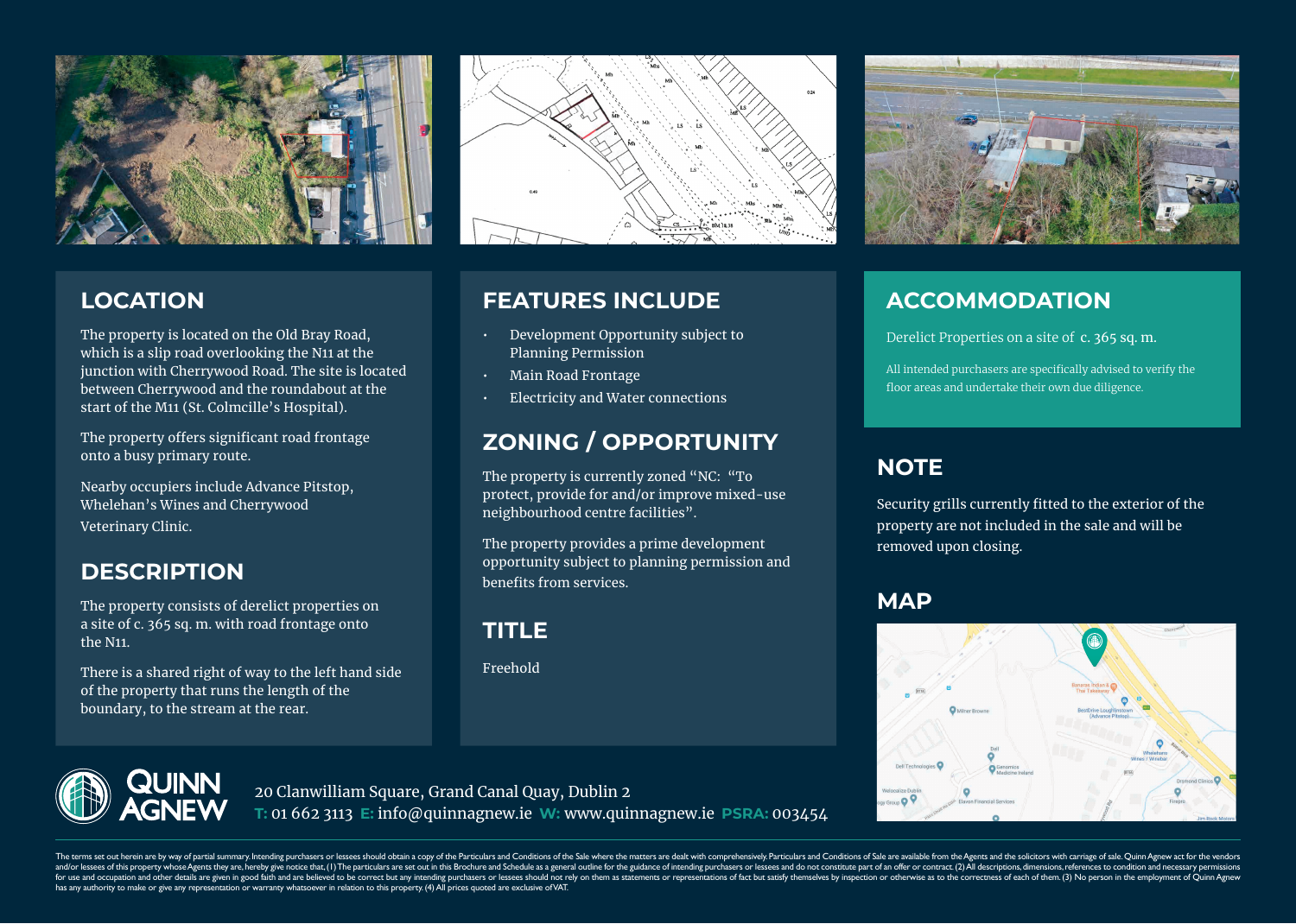## LOCATION

The property is located on the Old Bray Road, which is a slip road overlooking the N11 at the junction with Cherrywood Road. The site is located between Cherrywood Road and the roundabout at the start of the M11 (St. Colmcille's Hospital).

The property offers significant road frontage onto a busy primary route.

Nearby occupiers include Advance Pitstop, Whelehan's Wines and Cherrywood Veterinary Clinic.

## DESCRIPTION

The property consists of derelict properties on a site of c. 365 sq. m. with road frontage onto the N11.

There is a shared right of way to the left hand side of the property that runs the length of the boundary, to the stream at the rear.

## FEATURES INCLUDE

- Development Opportunity subject to Planning Permission
- Main Road Frontage
- Electricity and Water connections

## ZONING / OPPORTUNITY

The property is currently zoned "NC: "To protect, provide for and/or improve mixed-use neighbourhood centre facilities".

The property provides a prime development opportunity subject to planning permission and benefits from services.

## TITLE

Freehold

## ACCOMMODATION

Derelict Properties on a site of c. 365 sq. m.

All intended purchasers are specifically advised to verify the floor areas and undertake their own due diligence.

## NOTE

Security grills currently fitted to the exterior of the property are not included in the sale and will be removed upon closing.

## MAP

QUINN AGNEW

20 Clanwilliam Square, Grand Canal Quay, Dublin 2
**T:** 01 662 3113 **E:** info@quinnagnew.ie **W:** www.quinnagnew.ie **PSRA:** 003454

The terms set out herein are by way of partial summary. Intending purchasers or lessees should obtain a copy of the Particulars and Conditions of the Sale where the matters are dealt with comprehensively. Particulars and Conditions of Sale are available from the Agents and the solicitors with carriage of sale. Quinn Agnew act for the vendors and/or lessees of this property whose Agents they are, hereby give notice that, (1) The particulars are set out in this Brochure and Schedule as a general outline for the guidance of intending purchasers or lessees and do not constitute part of an offer or contract. (2) All descriptions, dimensions, references to condition and necessary permissions for use and occupation and other details are given in good faith and are believed to be correct but any intending purchasers or lessees should not rely on them as statements or representations of fact but satisfy themselves by inspection or otherwise as to the correctness of each of them. (3) No person in the employment of Quinn Agnew has any authority to make or give any representation or warranty whatsoever in relation to this property. (4) All prices quoted are exclusive of VAT.